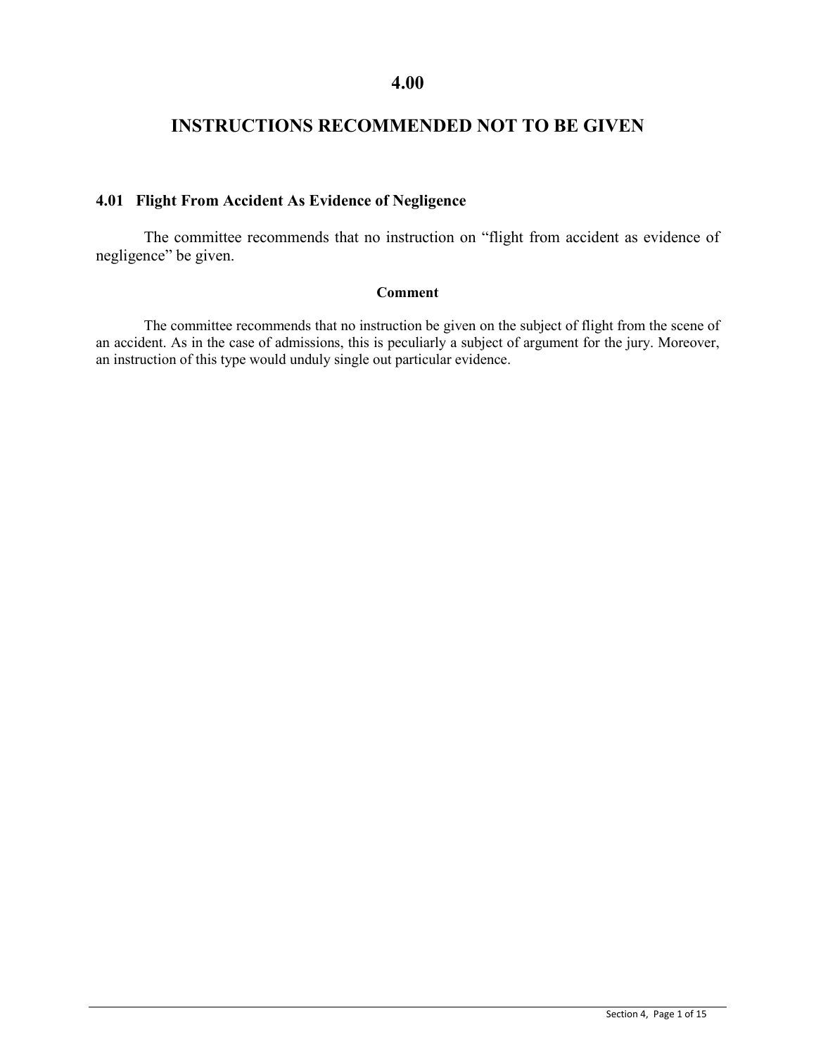# 4.00

# INSTRUCTIONS RECOMMENDED NOT TO BE GIVEN

## 4.01 Flight From Accident As Evidence of Negligence

The committee recommends that no instruction on “flight from accident as evidence of negligence” be given.

**Comment**

The committee recommends that no instruction be given on the subject of flight from the scene of an accident. As in the case of admissions, this is peculiarly a subject of argument for the jury. Moreover, an instruction of this type would unduly single out particular evidence.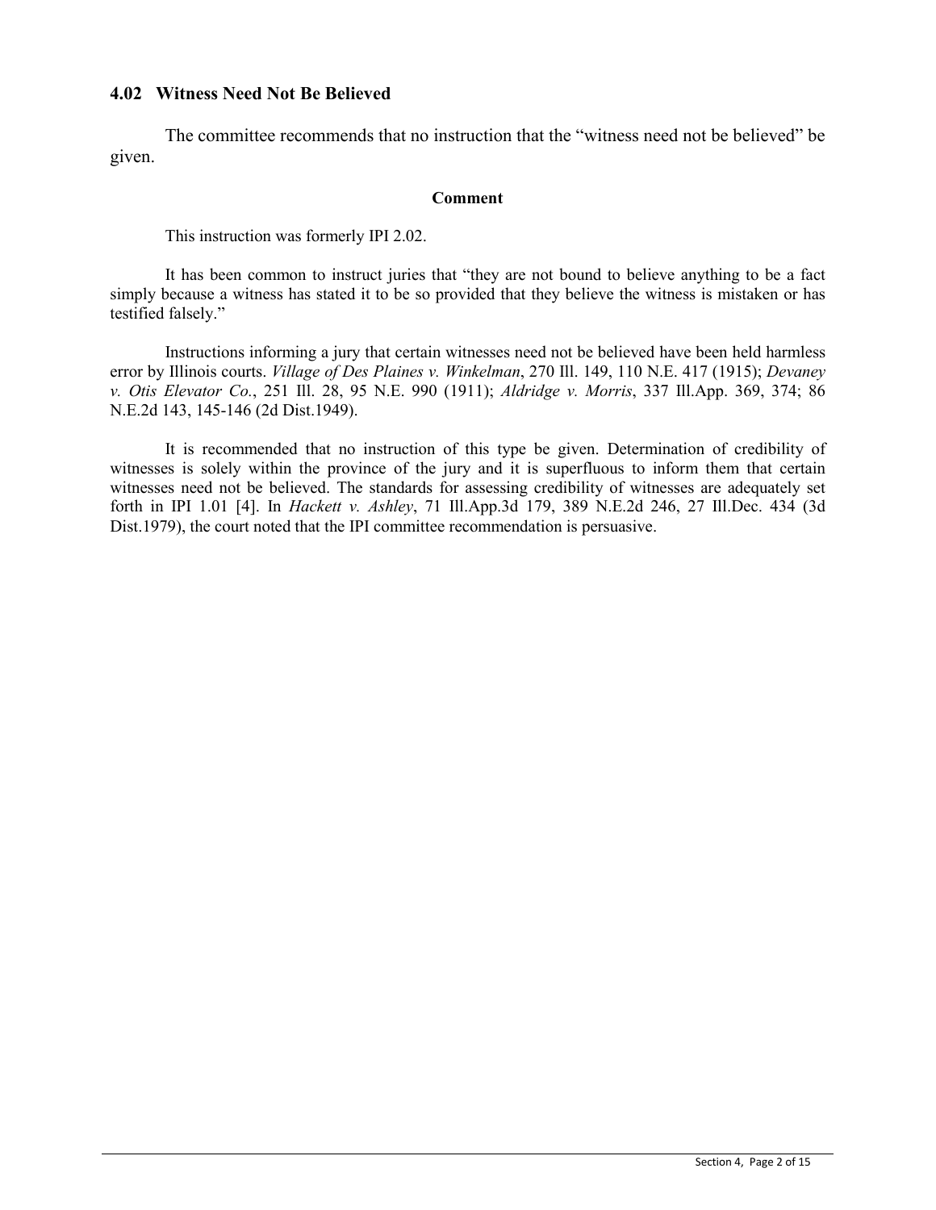## 4.02 Witness Need Not Be Believed

The committee recommends that no instruction that the "witness need not be believed" be given.

**Comment**

This instruction was formerly IPI 2.02.

It has been common to instruct juries that "they are not bound to believe anything to be a fact simply because a witness has stated it to be so provided that they believe the witness is mistaken or has testified falsely."

Instructions informing a jury that certain witnesses need not be believed have been held harmless error by Illinois courts. *Village of Des Plaines v. Winkelman*, 270 Ill. 149, 110 N.E. 417 (1915); *Devaney v. Otis Elevator Co.*, 251 Ill. 28, 95 N.E. 990 (1911); *Aldridge v. Morris*, 337 Ill.App. 369, 374; 86 N.E.2d 143, 145-146 (2d Dist.1949).

It is recommended that no instruction of this type be given. Determination of credibility of witnesses is solely within the province of the jury and it is superfluous to inform them that certain witnesses need not be believed. The standards for assessing credibility of witnesses are adequately set forth in IPI 1.01 [4]. In *Hackett v. Ashley*, 71 Ill.App.3d 179, 389 N.E.2d 246, 27 Ill.Dec. 434 (3d Dist.1979), the court noted that the IPI committee recommendation is persuasive.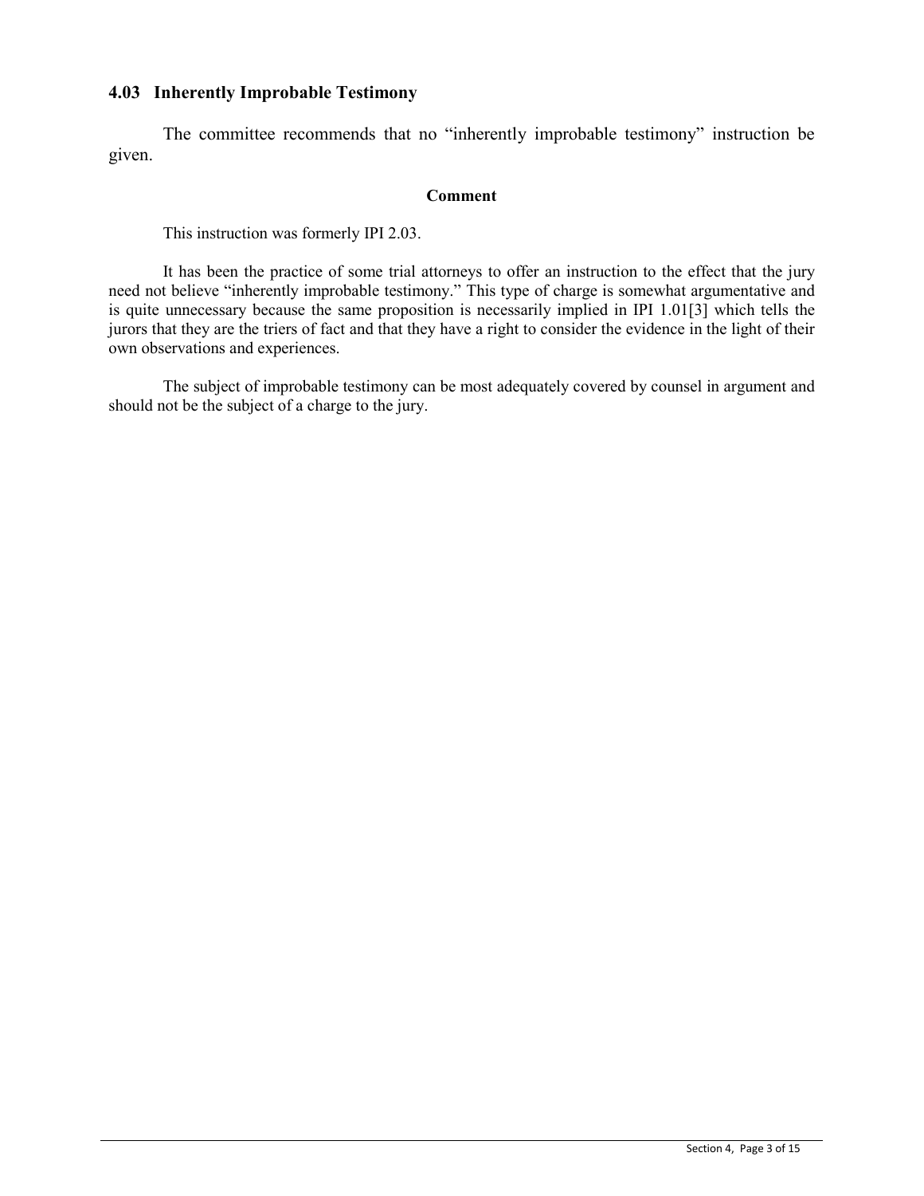## 4.03 Inherently Improbable Testimony

The committee recommends that no "inherently improbable testimony" instruction be given.

**Comment**

This instruction was formerly IPI 2.03.

It has been the practice of some trial attorneys to offer an instruction to the effect that the jury need not believe "inherently improbable testimony." This type of charge is somewhat argumentative and is quite unnecessary because the same proposition is necessarily implied in IPI 1.01[3] which tells the jurors that they are the triers of fact and that they have a right to consider the evidence in the light of their own observations and experiences.

The subject of improbable testimony can be most adequately covered by counsel in argument and should not be the subject of a charge to the jury.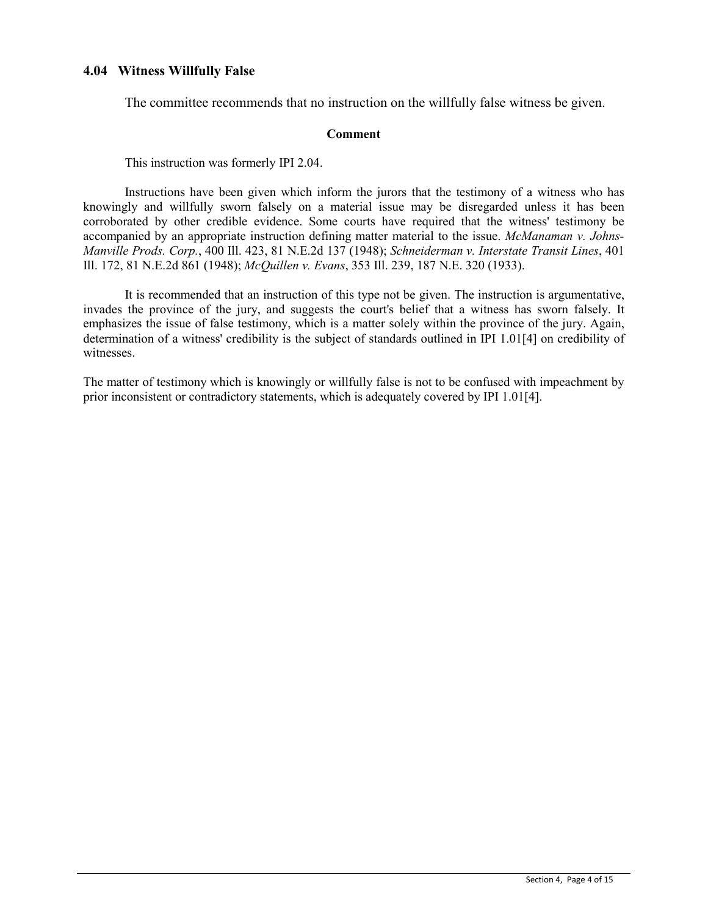## 4.04 Witness Willfully False

The committee recommends that no instruction on the willfully false witness be given.

**Comment**

This instruction was formerly IPI 2.04.

Instructions have been given which inform the jurors that the testimony of a witness who has knowingly and willfully sworn falsely on a material issue may be disregarded unless it has been corroborated by other credible evidence. Some courts have required that the witness' testimony be accompanied by an appropriate instruction defining matter material to the issue. *McManaman v. Johns-Manville Prods. Corp.*, 400 Ill. 423, 81 N.E.2d 137 (1948); *Schneiderman v. Interstate Transit Lines*, 401 Ill. 172, 81 N.E.2d 861 (1948); *McQuillen v. Evans*, 353 Ill. 239, 187 N.E. 320 (1933).

It is recommended that an instruction of this type not be given. The instruction is argumentative, invades the province of the jury, and suggests the court's belief that a witness has sworn falsely. It emphasizes the issue of false testimony, which is a matter solely within the province of the jury. Again, determination of a witness' credibility is the subject of standards outlined in IPI 1.01[4] on credibility of witnesses.

The matter of testimony which is knowingly or willfully false is not to be confused with impeachment by prior inconsistent or contradictory statements, which is adequately covered by IPI 1.01[4].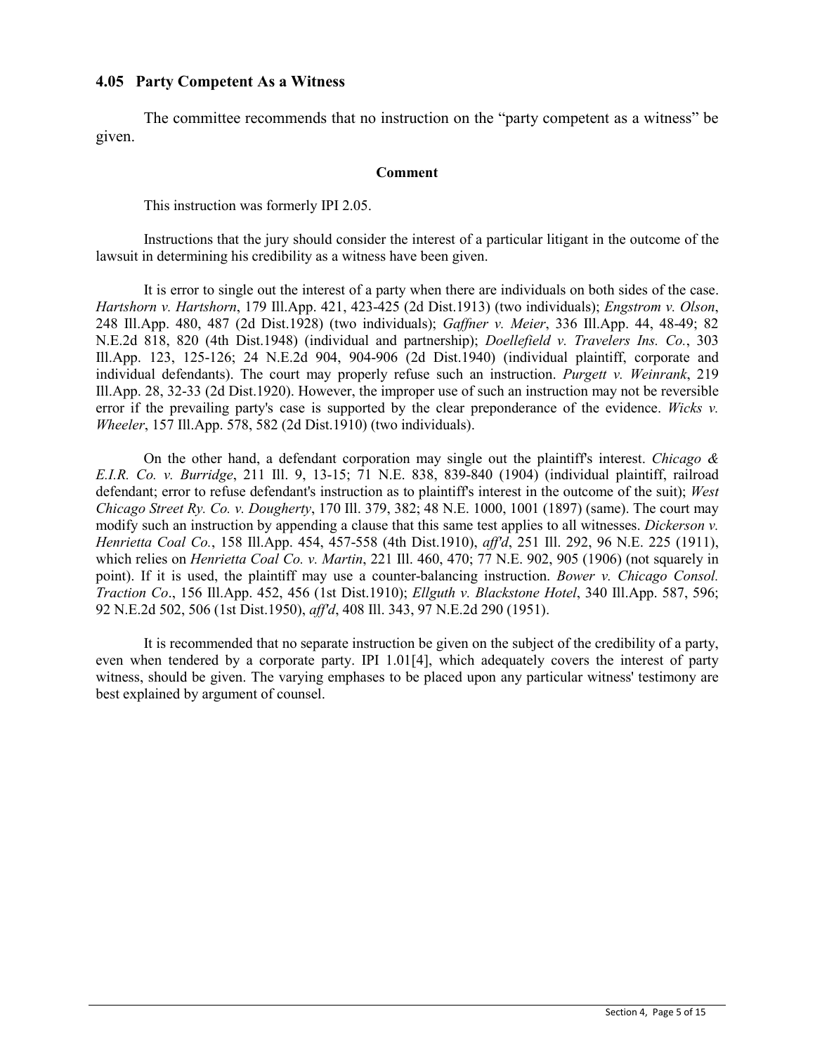## 4.05 Party Competent As a Witness

The committee recommends that no instruction on the "party competent as a witness" be given.

**Comment**

This instruction was formerly IPI 2.05.

Instructions that the jury should consider the interest of a particular litigant in the outcome of the lawsuit in determining his credibility as a witness have been given.

It is error to single out the interest of a party when there are individuals on both sides of the case. *Hartshorn v. Hartshorn*, 179 Ill.App. 421, 423-425 (2d Dist.1913) (two individuals); *Engstrom v. Olson*, 248 Ill.App. 480, 487 (2d Dist.1928) (two individuals); *Gaffner v. Meier*, 336 Ill.App. 44, 48-49; 82 N.E.2d 818, 820 (4th Dist.1948) (individual and partnership); *Doellefield v. Travelers Ins. Co.*, 303 Ill.App. 123, 125-126; 24 N.E.2d 904, 904-906 (2d Dist.1940) (individual plaintiff, corporate and individual defendants). The court may properly refuse such an instruction. *Purgett v. Weinrank*, 219 Ill.App. 28, 32-33 (2d Dist.1920). However, the improper use of such an instruction may not be reversible error if the prevailing party's case is supported by the clear preponderance of the evidence. *Wicks v. Wheeler*, 157 Ill.App. 578, 582 (2d Dist.1910) (two individuals).

On the other hand, a defendant corporation may single out the plaintiff's interest. *Chicago & E.I.R. Co. v. Burridge*, 211 Ill. 9, 13-15; 71 N.E. 838, 839-840 (1904) (individual plaintiff, railroad defendant; error to refuse defendant's instruction as to plaintiff's interest in the outcome of the suit); *West Chicago Street Ry. Co. v. Dougherty*, 170 Ill. 379, 382; 48 N.E. 1000, 1001 (1897) (same). The court may modify such an instruction by appending a clause that this same test applies to all witnesses. *Dickerson v. Henrietta Coal Co.*, 158 Ill.App. 454, 457-558 (4th Dist.1910), *aff'd*, 251 Ill. 292, 96 N.E. 225 (1911), which relies on *Henrietta Coal Co. v. Martin*, 221 Ill. 460, 470; 77 N.E. 902, 905 (1906) (not squarely in point). If it is used, the plaintiff may use a counter-balancing instruction. *Bower v. Chicago Consol. Traction Co*., 156 Ill.App. 452, 456 (1st Dist.1910); *Ellguth v. Blackstone Hotel*, 340 Ill.App. 587, 596; 92 N.E.2d 502, 506 (1st Dist.1950), *aff'd*, 408 Ill. 343, 97 N.E.2d 290 (1951).

It is recommended that no separate instruction be given on the subject of the credibility of a party, even when tendered by a corporate party. IPI 1.01[4], which adequately covers the interest of party witness, should be given. The varying emphases to be placed upon any particular witness' testimony are best explained by argument of counsel.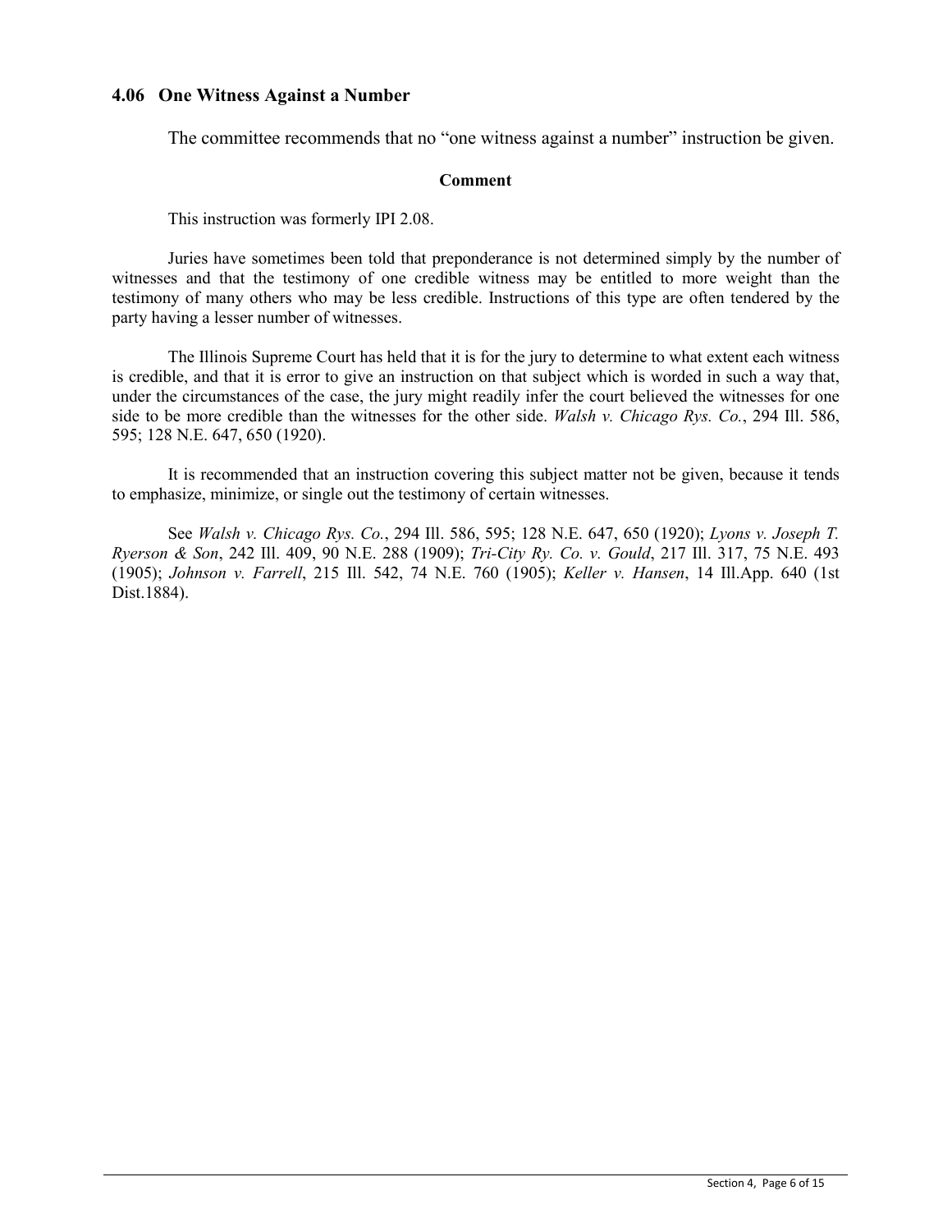### 4.06 One Witness Against a Number

The committee recommends that no "one witness against a number" instruction be given.

**Comment**

This instruction was formerly IPI 2.08.

Juries have sometimes been told that preponderance is not determined simply by the number of witnesses and that the testimony of one credible witness may be entitled to more weight than the testimony of many others who may be less credible. Instructions of this type are often tendered by the party having a lesser number of witnesses.

The Illinois Supreme Court has held that it is for the jury to determine to what extent each witness is credible, and that it is error to give an instruction on that subject which is worded in such a way that, under the circumstances of the case, the jury might readily infer the court believed the witnesses for one side to be more credible than the witnesses for the other side. *Walsh v. Chicago Rys. Co.*, 294 Ill. 586, 595; 128 N.E. 647, 650 (1920).

It is recommended that an instruction covering this subject matter not be given, because it tends to emphasize, minimize, or single out the testimony of certain witnesses.

See *Walsh v. Chicago Rys. Co.*, 294 Ill. 586, 595; 128 N.E. 647, 650 (1920); *Lyons v. Joseph T. Ryerson & Son*, 242 Ill. 409, 90 N.E. 288 (1909); *Tri-City Ry. Co. v. Gould*, 217 Ill. 317, 75 N.E. 493 (1905); *Johnson v. Farrell*, 215 Ill. 542, 74 N.E. 760 (1905); *Keller v. Hansen*, 14 Ill.App. 640 (1st Dist.1884).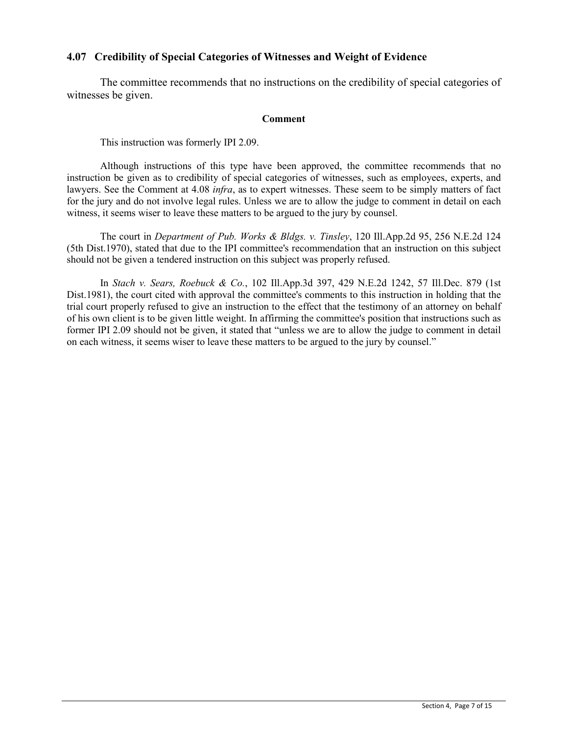## 4.07 Credibility of Special Categories of Witnesses and Weight of Evidence

The committee recommends that no instructions on the credibility of special categories of witnesses be given.

**Comment**

This instruction was formerly IPI 2.09.

Although instructions of this type have been approved, the committee recommends that no instruction be given as to credibility of special categories of witnesses, such as employees, experts, and lawyers. See the Comment at 4.08 *infra*, as to expert witnesses. These seem to be simply matters of fact for the jury and do not involve legal rules. Unless we are to allow the judge to comment in detail on each witness, it seems wiser to leave these matters to be argued to the jury by counsel.

The court in *Department of Pub. Works & Bldgs. v. Tinsley*, 120 Ill.App.2d 95, 256 N.E.2d 124 (5th Dist.1970), stated that due to the IPI committee's recommendation that an instruction on this subject should not be given a tendered instruction on this subject was properly refused.

In *Stach v. Sears, Roebuck & Co.*, 102 Ill.App.3d 397, 429 N.E.2d 1242, 57 Ill.Dec. 879 (1st Dist.1981), the court cited with approval the committee's comments to this instruction in holding that the trial court properly refused to give an instruction to the effect that the testimony of an attorney on behalf of his own client is to be given little weight. In affirming the committee's position that instructions such as former IPI 2.09 should not be given, it stated that "unless we are to allow the judge to comment in detail on each witness, it seems wiser to leave these matters to be argued to the jury by counsel."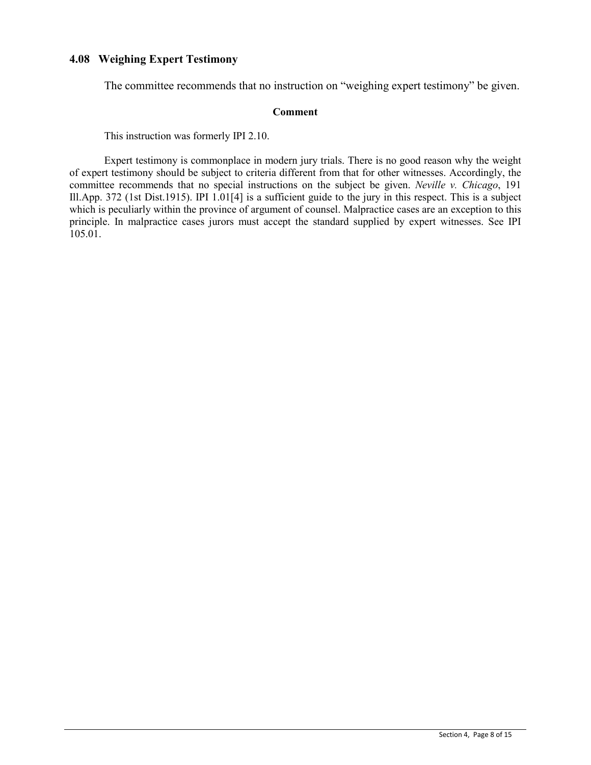## 4.08 Weighing Expert Testimony

The committee recommends that no instruction on "weighing expert testimony" be given.

**Comment**

This instruction was formerly IPI 2.10.

Expert testimony is commonplace in modern jury trials. There is no good reason why the weight of expert testimony should be subject to criteria different from that for other witnesses. Accordingly, the committee recommends that no special instructions on the subject be given. *Neville v. Chicago*, 191 Ill.App. 372 (1st Dist.1915). IPI 1.01[4] is a sufficient guide to the jury in this respect. This is a subject which is peculiarly within the province of argument of counsel. Malpractice cases are an exception to this principle. In malpractice cases jurors must accept the standard supplied by expert witnesses. See IPI 105.01.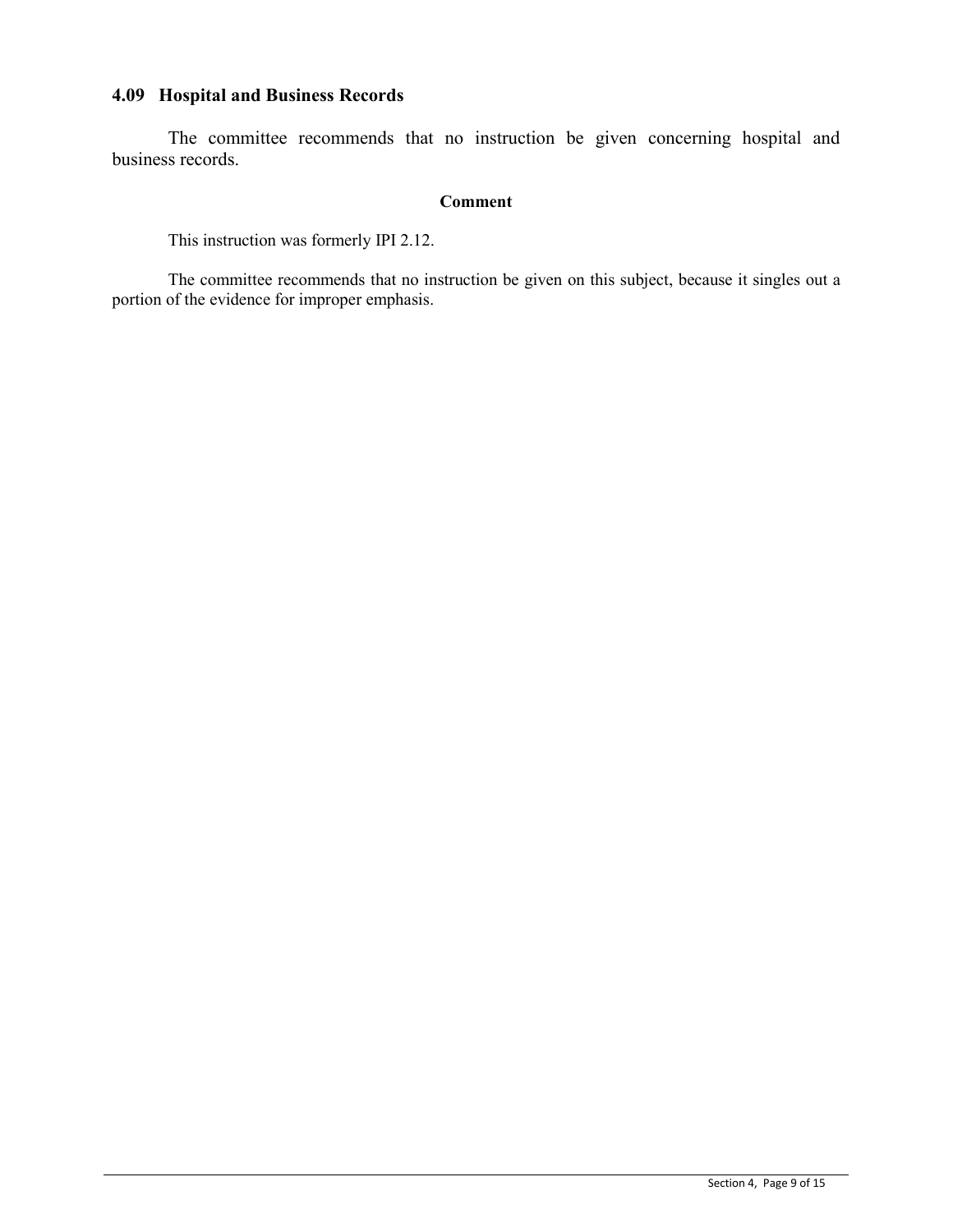## 4.09 Hospital and Business Records

The committee recommends that no instruction be given concerning hospital and business records.

**Comment**

This instruction was formerly IPI 2.12.

The committee recommends that no instruction be given on this subject, because it singles out a portion of the evidence for improper emphasis.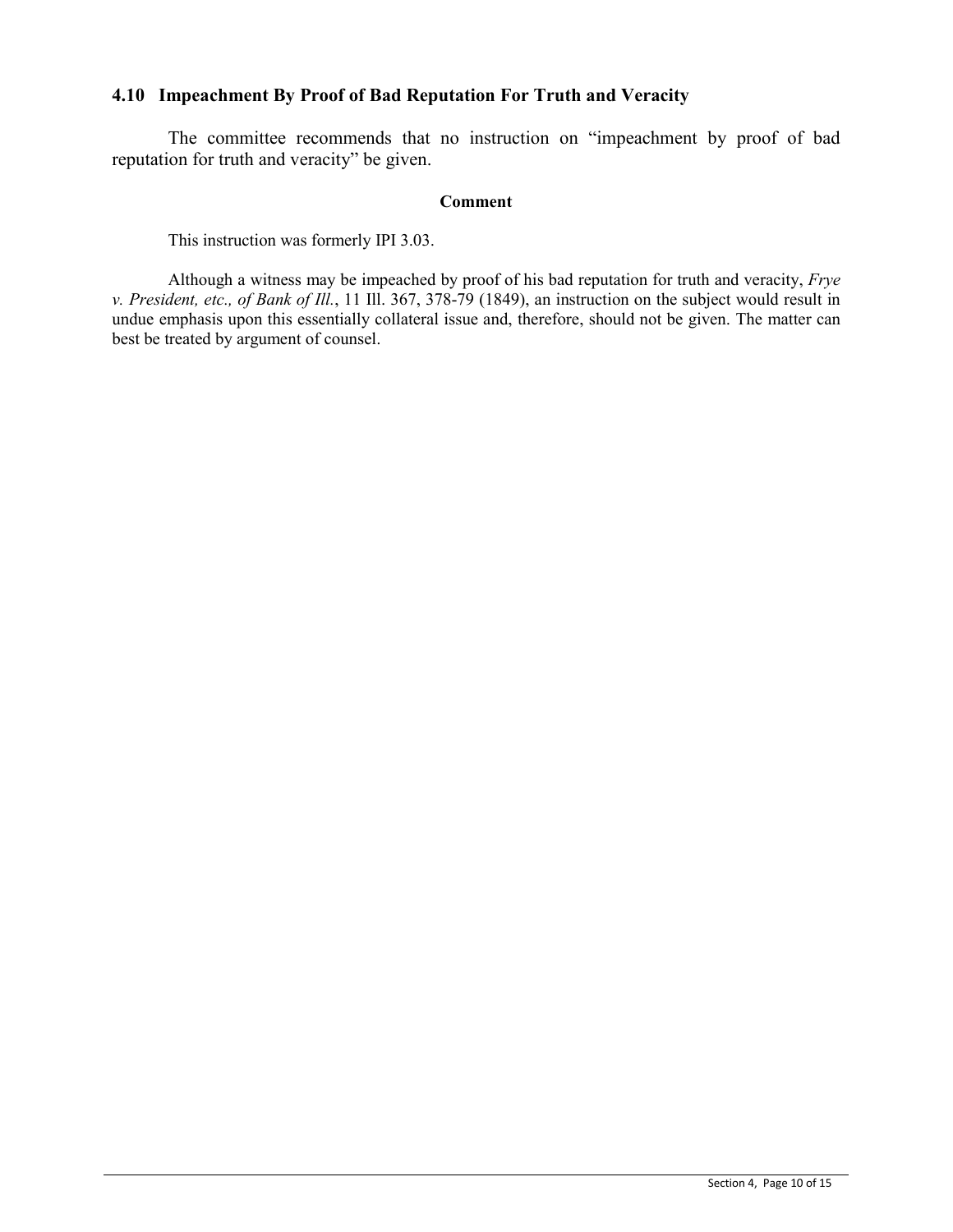## 4.10 Impeachment By Proof of Bad Reputation For Truth and Veracity

The committee recommends that no instruction on "impeachment by proof of bad reputation for truth and veracity" be given.

**Comment**

This instruction was formerly IPI 3.03.

Although a witness may be impeached by proof of his bad reputation for truth and veracity, *Frye v. President, etc., of Bank of Ill.*, 11 Ill. 367, 378-79 (1849), an instruction on the subject would result in undue emphasis upon this essentially collateral issue and, therefore, should not be given. The matter can best be treated by argument of counsel.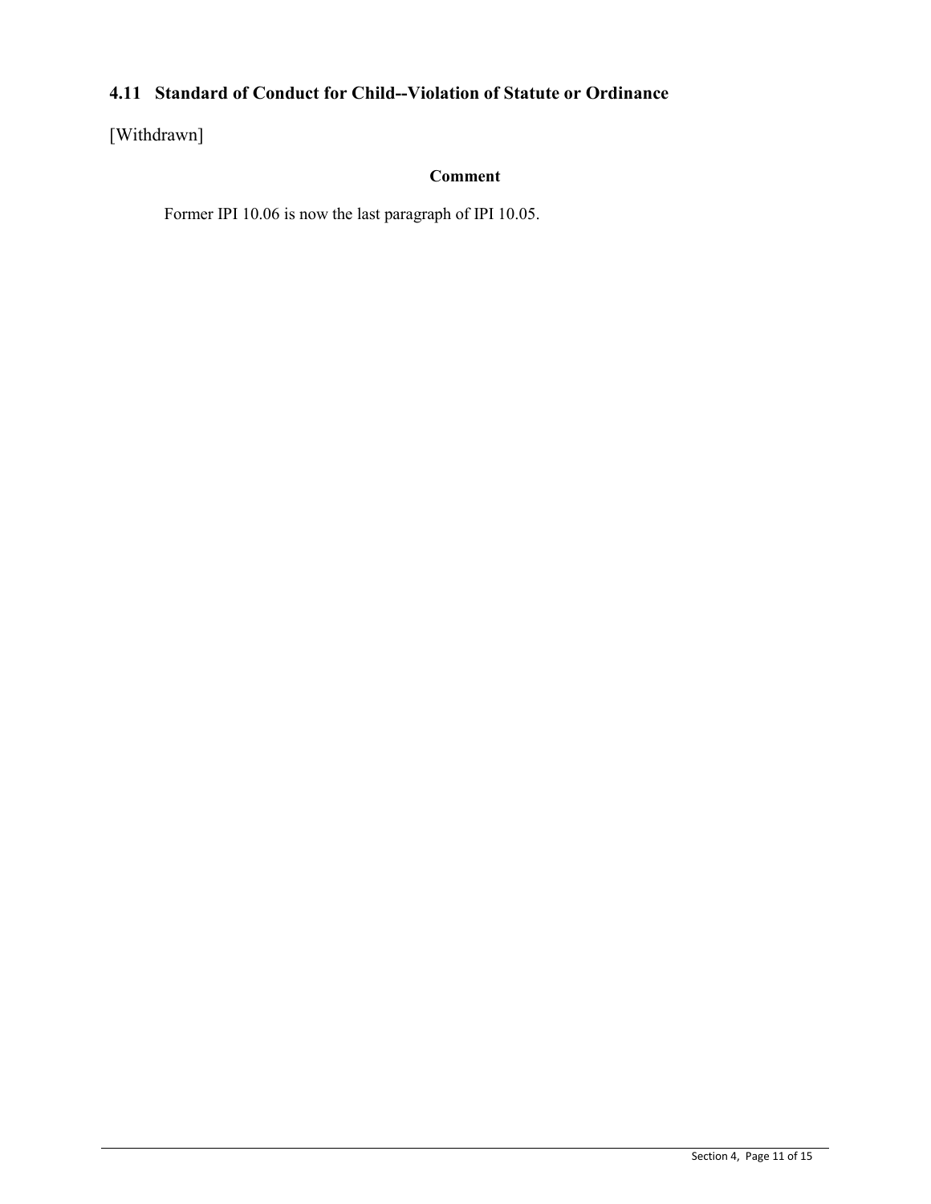## 4.11 Standard of Conduct for Child--Violation of Statute or Ordinance

[Withdrawn]

**Comment**

Former IPI 10.06 is now the last paragraph of IPI 10.05.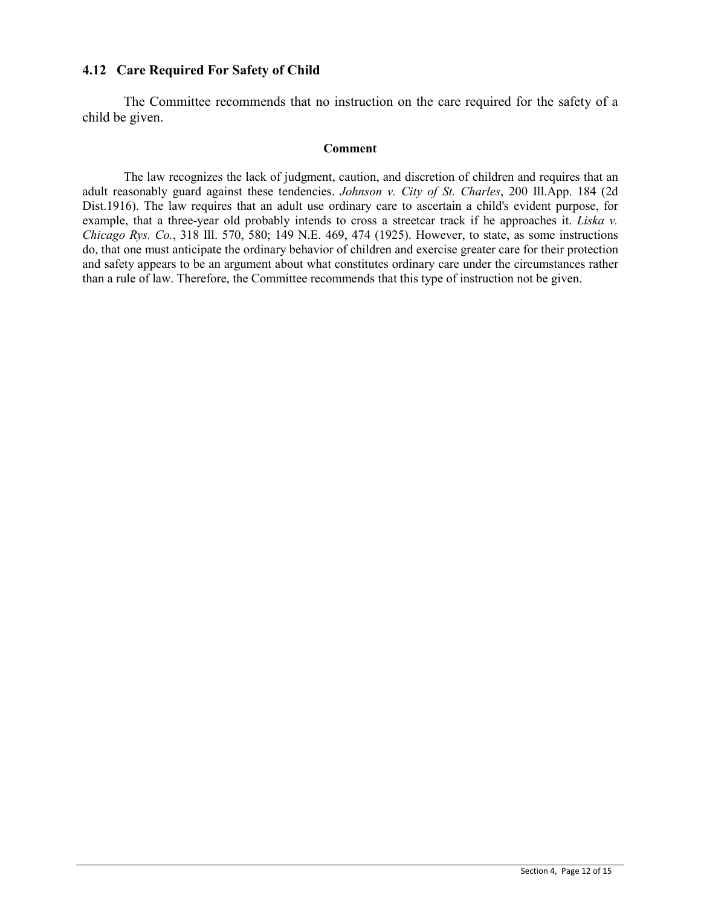## 4.12 Care Required For Safety of Child

The Committee recommends that no instruction on the care required for the safety of a child be given.

**Comment**

The law recognizes the lack of judgment, caution, and discretion of children and requires that an adult reasonably guard against these tendencies. *Johnson v. City of St. Charles*, 200 Ill.App. 184 (2d Dist.1916). The law requires that an adult use ordinary care to ascertain a child's evident purpose, for example, that a three-year old probably intends to cross a streetcar track if he approaches it. *Liska v. Chicago Rys. Co.*, 318 Ill. 570, 580; 149 N.E. 469, 474 (1925). However, to state, as some instructions do, that one must anticipate the ordinary behavior of children and exercise greater care for their protection and safety appears to be an argument about what constitutes ordinary care under the circumstances rather than a rule of law. Therefore, the Committee recommends that this type of instruction not be given.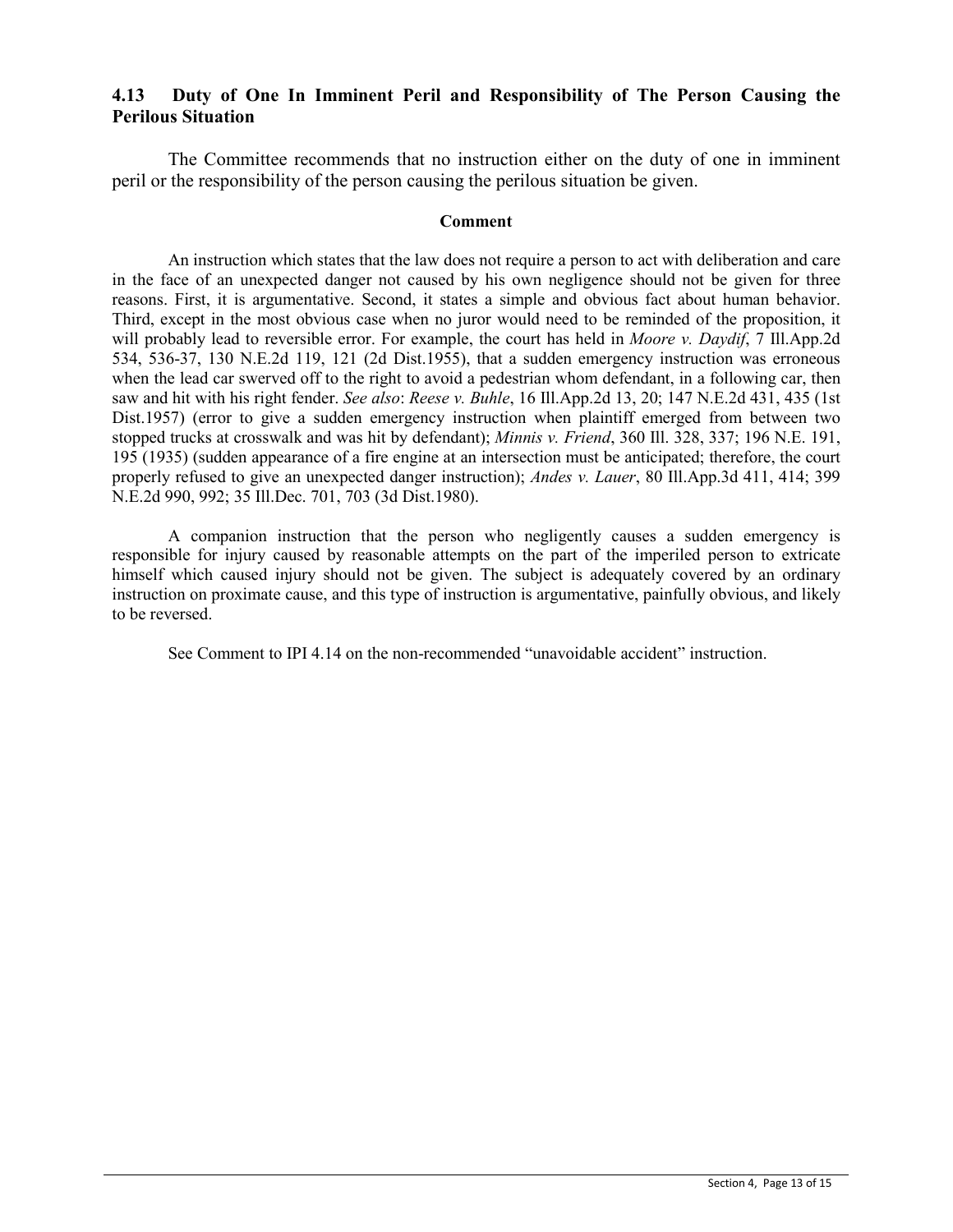### 4.13 Duty of One In Imminent Peril and Responsibility of The Person Causing the Perilous Situation

The Committee recommends that no instruction either on the duty of one in imminent peril or the responsibility of the person causing the perilous situation be given.

**Comment**

An instruction which states that the law does not require a person to act with deliberation and care in the face of an unexpected danger not caused by his own negligence should not be given for three reasons. First, it is argumentative. Second, it states a simple and obvious fact about human behavior. Third, except in the most obvious case when no juror would need to be reminded of the proposition, it will probably lead to reversible error. For example, the court has held in *Moore v. Daydif*, 7 Ill.App.2d 534, 536-37, 130 N.E.2d 119, 121 (2d Dist.1955), that a sudden emergency instruction was erroneous when the lead car swerved off to the right to avoid a pedestrian whom defendant, in a following car, then saw and hit with his right fender. *See also*: *Reese v. Buhle*, 16 Ill.App.2d 13, 20; 147 N.E.2d 431, 435 (1st Dist.1957) (error to give a sudden emergency instruction when plaintiff emerged from between two stopped trucks at crosswalk and was hit by defendant); *Minnis v. Friend*, 360 Ill. 328, 337; 196 N.E. 191, 195 (1935) (sudden appearance of a fire engine at an intersection must be anticipated; therefore, the court properly refused to give an unexpected danger instruction); *Andes v. Lauer*, 80 Ill.App.3d 411, 414; 399 N.E.2d 990, 992; 35 Ill.Dec. 701, 703 (3d Dist.1980).

A companion instruction that the person who negligently causes a sudden emergency is responsible for injury caused by reasonable attempts on the part of the imperiled person to extricate himself which caused injury should not be given. The subject is adequately covered by an ordinary instruction on proximate cause, and this type of instruction is argumentative, painfully obvious, and likely to be reversed.

See Comment to IPI 4.14 on the non-recommended "unavoidable accident" instruction.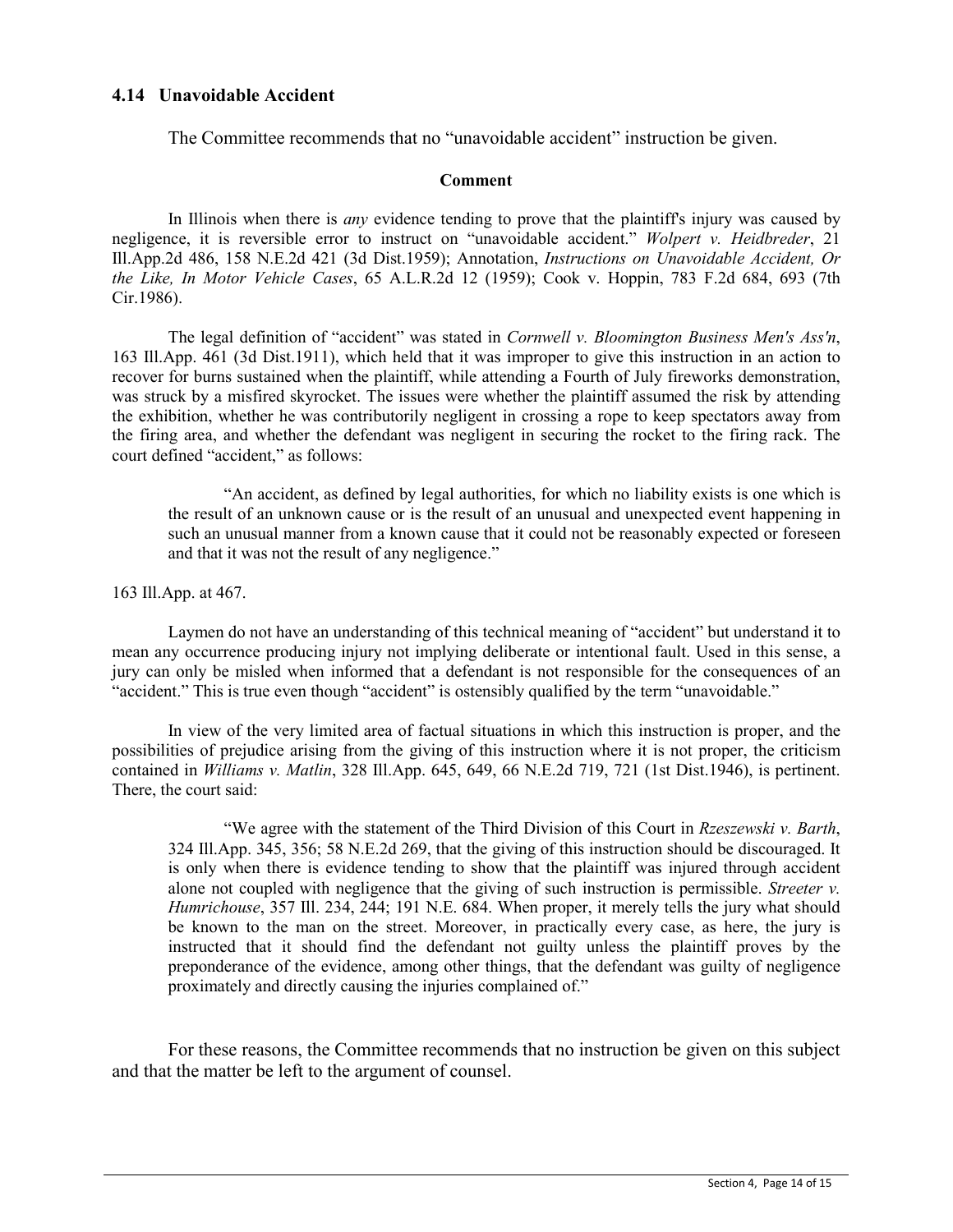### 4.14 Unavoidable Accident

The Committee recommends that no "unavoidable accident" instruction be given.

**Comment**

In Illinois when there is *any* evidence tending to prove that the plaintiff's injury was caused by negligence, it is reversible error to instruct on "unavoidable accident." *Wolpert v. Heidbreder*, 21 Ill.App.2d 486, 158 N.E.2d 421 (3d Dist.1959); Annotation, *Instructions on Unavoidable Accident, Or the Like, In Motor Vehicle Cases*, 65 A.L.R.2d 12 (1959); Cook v. Hoppin, 783 F.2d 684, 693 (7th Cir.1986).

The legal definition of "accident" was stated in *Cornwell v. Bloomington Business Men's Ass'n*, 163 Ill.App. 461 (3d Dist.1911), which held that it was improper to give this instruction in an action to recover for burns sustained when the plaintiff, while attending a Fourth of July fireworks demonstration, was struck by a misfired skyrocket. The issues were whether the plaintiff assumed the risk by attending the exhibition, whether he was contributorily negligent in crossing a rope to keep spectators away from the firing area, and whether the defendant was negligent in securing the rocket to the firing rack. The court defined "accident," as follows:

> "An accident, as defined by legal authorities, for which no liability exists is one which is the result of an unknown cause or is the result of an unusual and unexpected event happening in such an unusual manner from a known cause that it could not be reasonably expected or foreseen and that it was not the result of any negligence."

163 Ill.App. at 467.

Laymen do not have an understanding of this technical meaning of "accident" but understand it to mean any occurrence producing injury not implying deliberate or intentional fault. Used in this sense, a jury can only be misled when informed that a defendant is not responsible for the consequences of an "accident." This is true even though "accident" is ostensibly qualified by the term "unavoidable."

In view of the very limited area of factual situations in which this instruction is proper, and the possibilities of prejudice arising from the giving of this instruction where it is not proper, the criticism contained in *Williams v. Matlin*, 328 Ill.App. 645, 649, 66 N.E.2d 719, 721 (1st Dist.1946), is pertinent. There, the court said:

> "We agree with the statement of the Third Division of this Court in *Rzeszewski v. Barth*, 324 Ill.App. 345, 356; 58 N.E.2d 269, that the giving of this instruction should be discouraged. It is only when there is evidence tending to show that the plaintiff was injured through accident alone not coupled with negligence that the giving of such instruction is permissible. *Streeter v. Humrichouse*, 357 Ill. 234, 244; 191 N.E. 684. When proper, it merely tells the jury what should be known to the man on the street. Moreover, in practically every case, as here, the jury is instructed that it should find the defendant not guilty unless the plaintiff proves by the preponderance of the evidence, among other things, that the defendant was guilty of negligence proximately and directly causing the injuries complained of."

For these reasons, the Committee recommends that no instruction be given on this subject and that the matter be left to the argument of counsel.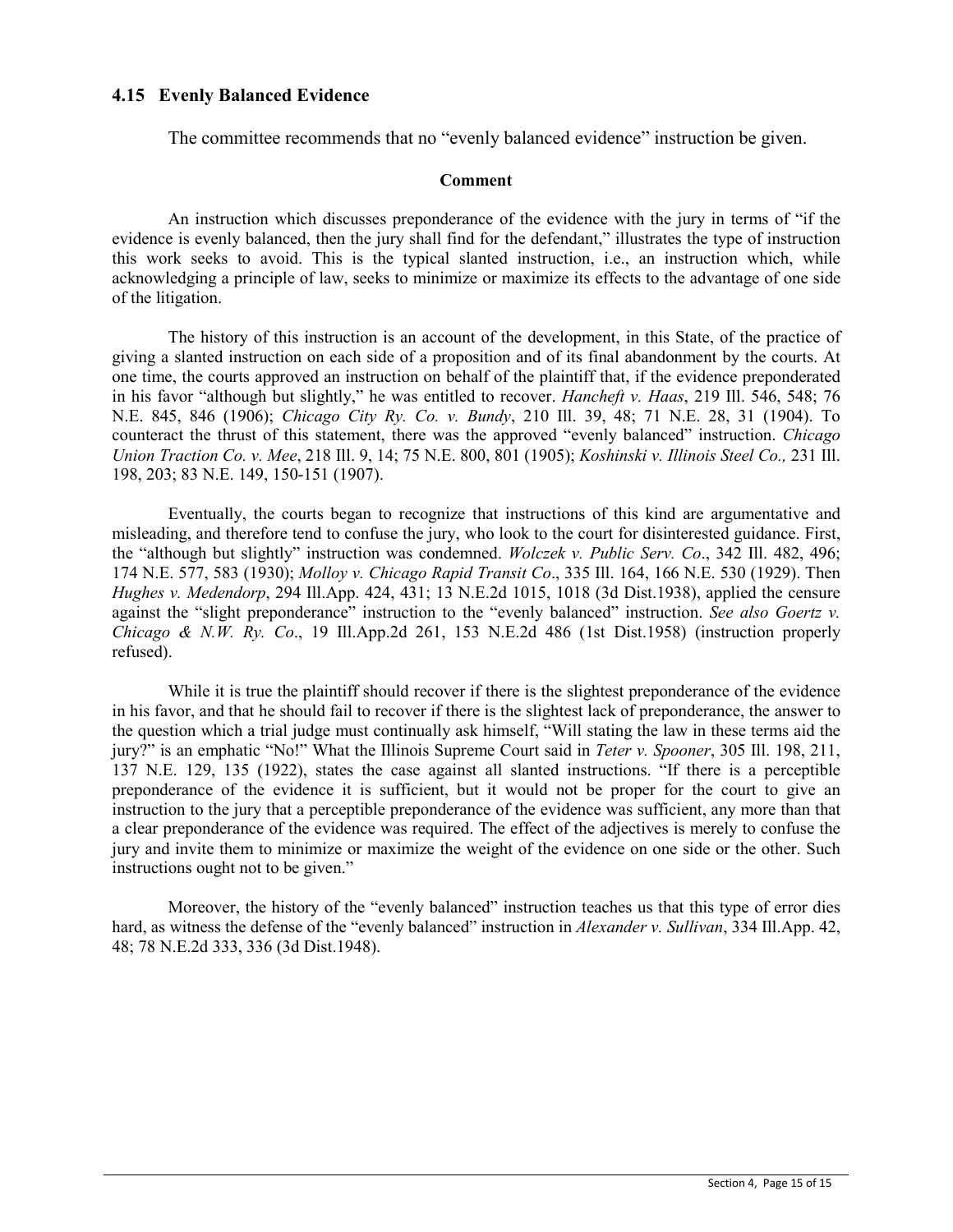### 4.15 Evenly Balanced Evidence

The committee recommends that no "evenly balanced evidence" instruction be given.

**Comment**

An instruction which discusses preponderance of the evidence with the jury in terms of "if the evidence is evenly balanced, then the jury shall find for the defendant," illustrates the type of instruction this work seeks to avoid. This is the typical slanted instruction, i.e., an instruction which, while acknowledging a principle of law, seeks to minimize or maximize its effects to the advantage of one side of the litigation.

The history of this instruction is an account of the development, in this State, of the practice of giving a slanted instruction on each side of a proposition and of its final abandonment by the courts. At one time, the courts approved an instruction on behalf of the plaintiff that, if the evidence preponderated in his favor "although but slightly," he was entitled to recover. *Hancheft v. Haas*, 219 Ill. 546, 548; 76 N.E. 845, 846 (1906); *Chicago City Ry. Co. v. Bundy*, 210 Ill. 39, 48; 71 N.E. 28, 31 (1904). To counteract the thrust of this statement, there was the approved "evenly balanced" instruction. *Chicago Union Traction Co. v. Mee*, 218 Ill. 9, 14; 75 N.E. 800, 801 (1905); *Koshinski v. Illinois Steel Co.,* 231 Ill. 198, 203; 83 N.E. 149, 150-151 (1907).

Eventually, the courts began to recognize that instructions of this kind are argumentative and misleading, and therefore tend to confuse the jury, who look to the court for disinterested guidance. First, the "although but slightly" instruction was condemned. *Wolczek v. Public Serv. Co*., 342 Ill. 482, 496; 174 N.E. 577, 583 (1930); *Molloy v. Chicago Rapid Transit Co*., 335 Ill. 164, 166 N.E. 530 (1929). Then *Hughes v. Medendorp*, 294 Ill.App. 424, 431; 13 N.E.2d 1015, 1018 (3d Dist.1938), applied the censure against the "slight preponderance" instruction to the "evenly balanced" instruction. *See also Goertz v. Chicago & N.W. Ry. Co*., 19 Ill.App.2d 261, 153 N.E.2d 486 (1st Dist.1958) (instruction properly refused).

While it is true the plaintiff should recover if there is the slightest preponderance of the evidence in his favor, and that he should fail to recover if there is the slightest lack of preponderance, the answer to the question which a trial judge must continually ask himself, "Will stating the law in these terms aid the jury?" is an emphatic "No!" What the Illinois Supreme Court said in *Teter v. Spooner*, 305 Ill. 198, 211, 137 N.E. 129, 135 (1922), states the case against all slanted instructions. "If there is a perceptible preponderance of the evidence it is sufficient, but it would not be proper for the court to give an instruction to the jury that a perceptible preponderance of the evidence was sufficient, any more than that a clear preponderance of the evidence was required. The effect of the adjectives is merely to confuse the jury and invite them to minimize or maximize the weight of the evidence on one side or the other. Such instructions ought not to be given."

Moreover, the history of the "evenly balanced" instruction teaches us that this type of error dies hard, as witness the defense of the "evenly balanced" instruction in *Alexander v. Sullivan*, 334 Ill.App. 42, 48; 78 N.E.2d 333, 336 (3d Dist.1948).